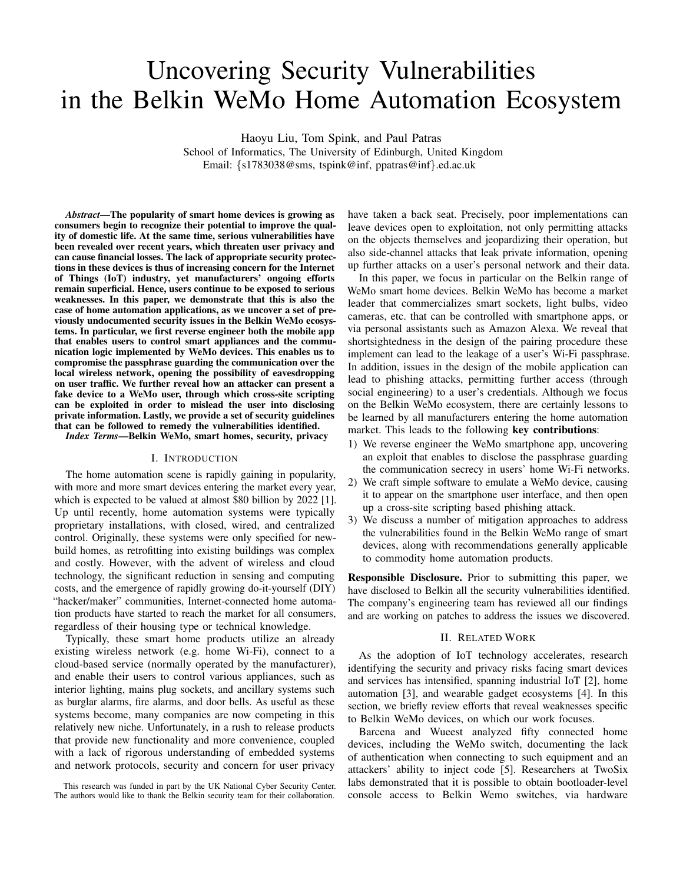# Uncovering Security Vulnerabilities in the Belkin WeMo Home Automation Ecosystem

Haoyu Liu, Tom Spink, and Paul Patras
School of Informatics, The University of Edinburgh, United Kingdom
Email: {s1783038@sms, tspink@inf, ppatras@inf}.ed.ac.uk

***Abstract*—The popularity of smart home devices is growing as consumers begin to recognize their potential to improve the quality of domestic life. At the same time, serious vulnerabilities have been revealed over recent years, which threaten user privacy and can cause financial losses. The lack of appropriate security protections in these devices is thus of increasing concern for the Internet of Things (IoT) industry, yet manufacturers' ongoing efforts remain superficial. Hence, users continue to be exposed to serious weaknesses. In this paper, we demonstrate that this is also the case of home automation applications, as we uncover a set of previously undocumented security issues in the Belkin WeMo ecosystems. In particular, we first reverse engineer both the mobile app that enables users to control smart appliances and the communication logic implemented by WeMo devices. This enables us to compromise the passphrase guarding the communication over the local wireless network, opening the possibility of eavesdropping on user traffic. We further reveal how an attacker can present a fake device to a WeMo user, through which cross-site scripting can be exploited in order to mislead the user into disclosing private information. Lastly, we provide a set of security guidelines that can be followed to remedy the vulnerabilities identified.**

***Index Terms*—Belkin WeMo, smart homes, security, privacy**

## I. Introduction

The home automation scene is rapidly gaining in popularity, with more and more smart devices entering the market every year, which is expected to be valued at almost $80 billion by 2022 [1]. Up until recently, home automation systems were typically proprietary installations, with closed, wired, and centralized control. Originally, these systems were only specified for new-build homes, as retrofitting into existing buildings was complex and costly. However, with the advent of wireless and cloud technology, the significant reduction in sensing and computing costs, and the emergence of rapidly growing do-it-yourself (DIY) "hacker/maker" communities, Internet-connected home automation products have started to reach the market for all consumers, regardless of their housing type or technical knowledge.

Typically, these smart home products utilize an already existing wireless network (e.g. home Wi-Fi), connect to a cloud-based service (normally operated by the manufacturer), and enable their users to control various appliances, such as interior lighting, mains plug sockets, and ancillary systems such as burglar alarms, fire alarms, and door bells. As useful as these systems become, many companies are now competing in this relatively new niche. Unfortunately, in a rush to release products that provide new functionality and more convenience, coupled with a lack of rigorous understanding of embedded systems and network protocols, security and concern for user privacy have taken a back seat. Precisely, poor implementations can leave devices open to exploitation, not only permitting attacks on the objects themselves and jeopardizing their operation, but also side-channel attacks that leak private information, opening up further attacks on a user's personal network and their data.

In this paper, we focus in particular on the Belkin range of WeMo smart home devices. Belkin WeMo has become a market leader that commercializes smart sockets, light bulbs, video cameras, etc. that can be controlled with smartphone apps, or via personal assistants such as Amazon Alexa. We reveal that shortsightedness in the design of the pairing procedure these implement can lead to the leakage of a user's Wi-Fi passphrase. In addition, issues in the design of the mobile application can lead to phishing attacks, permitting further access (through social engineering) to a user's credentials. Although we focus on the Belkin WeMo ecosystem, there are certainly lessons to be learned by all manufacturers entering the home automation market. This leads to the following **key contributions**:

1) We reverse engineer the WeMo smartphone app, uncovering an exploit that enables to disclose the passphrase guarding the communication secrecy in users' home Wi-Fi networks.
2) We craft simple software to emulate a WeMo device, causing it to appear on the smartphone user interface, and then open up a cross-site scripting based phishing attack.
3) We discuss a number of mitigation approaches to address the vulnerabilities found in the Belkin WeMo range of smart devices, along with recommendations generally applicable to commodity home automation products.

**Responsible Disclosure.** Prior to submitting this paper, we have disclosed to Belkin all the security vulnerabilities identified. The company's engineering team has reviewed all our findings and are working on patches to address the issues we discovered.

## II. Related Work

As the adoption of IoT technology accelerates, research identifying the security and privacy risks facing smart devices and services has intensified, spanning industrial IoT [2], home automation [3], and wearable gadget ecosystems [4]. In this section, we briefly review efforts that reveal weaknesses specific to Belkin WeMo devices, on which our work focuses.

Barcena and Wueest analyzed fifty connected home devices, including the WeMo switch, documenting the lack of authentication when connecting to such equipment and an attackers' ability to inject code [5]. Researchers at TwoSix labs demonstrated that it is possible to obtain bootloader-level console access to Belkin Wemo switches, via hardware

This research was funded in part by the UK National Cyber Security Center. The authors would like to thank the Belkin security team for their collaboration.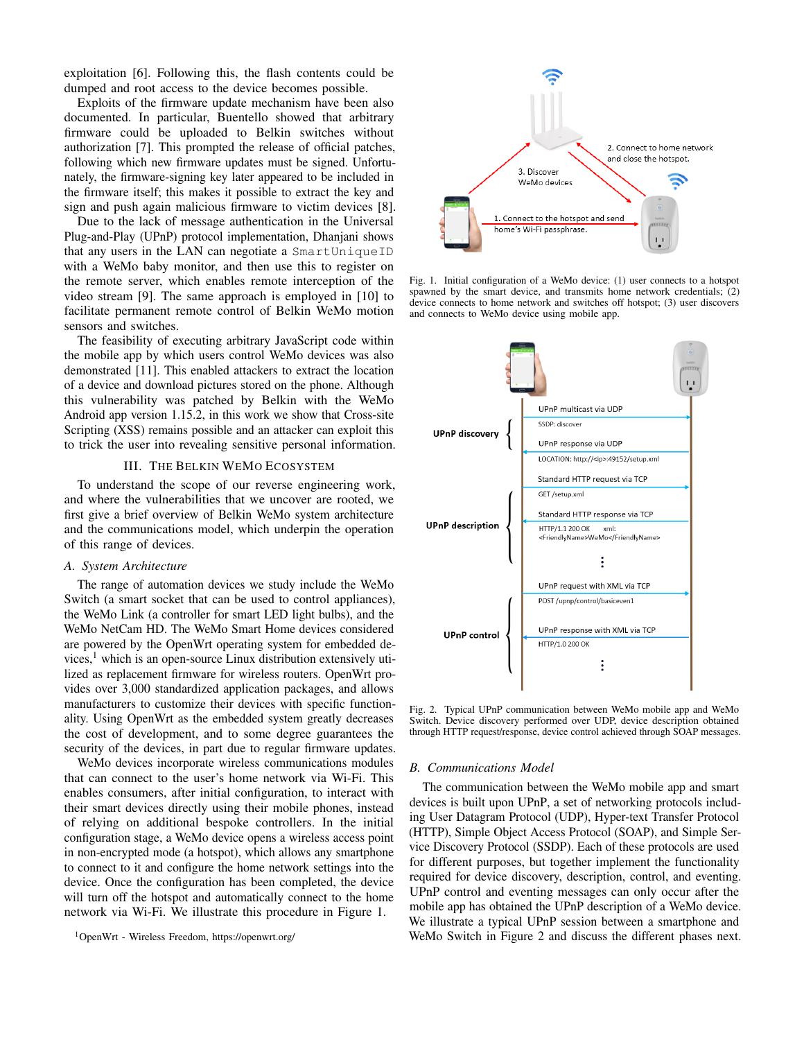exploitation [6]. Following this, the flash contents could be dumped and root access to the device becomes possible.

Exploits of the firmware update mechanism have been also documented. In particular, Buentello showed that arbitrary firmware could be uploaded to Belkin switches without authorization [7]. This prompted the release of official patches, following which new firmware updates must be signed. Unfortunately, the firmware-signing key later appeared to be included in the firmware itself; this makes it possible to extract the key and sign and push again malicious firmware to victim devices [8].

Due to the lack of message authentication in the Universal Plug-and-Play (UPnP) protocol implementation, Dhanjani shows that any users in the LAN can negotiate a `SmartUniqueID` with a WeMo baby monitor, and then use this to register on the remote server, which enables remote interception of the video stream [9]. The same approach is employed in [10] to facilitate permanent remote control of Belkin WeMo motion sensors and switches.

The feasibility of executing arbitrary JavaScript code within the mobile app by which users control WeMo devices was also demonstrated [11]. This enabled attackers to extract the location of a device and download pictures stored on the phone. Although this vulnerability was patched by Belkin with the WeMo Android app version 1.15.2, in this work we show that Cross-site Scripting (XSS) remains possible and an attacker can exploit this to trick the user into revealing sensitive personal information.

## III. The Belkin WeMo Ecosystem

To understand the scope of our reverse engineering work, and where the vulnerabilities that we uncover are rooted, we first give a brief overview of Belkin WeMo system architecture and the communications model, which underpin the operation of this range of devices.

### A. System Architecture

The range of automation devices we study include the WeMo Switch (a smart socket that can be used to control appliances), the WeMo Link (a controller for smart LED light bulbs), and the WeMo NetCam HD. The WeMo Smart Home devices considered are powered by the OpenWrt operating system for embedded devices,[1] which is an open-source Linux distribution extensively utilized as replacement firmware for wireless routers. OpenWrt provides over 3,000 standardized application packages, and allows manufacturers to customize their devices with specific functionality. Using OpenWrt as the embedded system greatly decreases the cost of development, and to some degree guarantees the security of the devices, in part due to regular firmware updates.

WeMo devices incorporate wireless communications modules that can connect to the user's home network via Wi-Fi. This enables consumers, after initial configuration, to interact with their smart devices directly using their mobile phones, instead of relying on additional bespoke controllers. In the initial configuration stage, a WeMo device opens a wireless access point in non-encrypted mode (a hotspot), which allows any smartphone to connect to it and configure the home network settings into the device. Once the configuration has been completed, the device will turn off the hotspot and automatically connect to the home network via Wi-Fi. We illustrate this procedure in Figure 1.

[1] OpenWrt - Wireless Freedom, https://openwrt.org/

2. Connect to home network and close the hotspot.
3. Discover WeMo devices
1. Connect to the hotspot and send home's Wi-Fi passphrase.

Fig. 1. Initial configuration of a WeMo device: (1) user connects to a hotspot spawned by the smart device, and transmits home network credentials; (2) device connects to home network and switches off hotspot; (3) user discovers and connects to WeMo device using mobile app.

UPnP discovery
UPnP multicast via UDP
SSDP: discover
UPnP response via UDP
LOCATION: http://<ip>:49152/setup.xml
UPnP description
Standard HTTP request via TCP
GET /setup.xml
Standard HTTP response via TCP
HTTP/1.1 200 OK xml: <FriendlyName>WeMo</FriendlyName>
UPnP control
UPnP request with XML via TCP
POST /upnp/control/basicevent1
UPnP response with XML via TCP
HTTP/1.0 200 OK

Fig. 2. Typical UPnP communication between WeMo mobile app and WeMo Switch. Device discovery performed over UDP, device description obtained through HTTP request/response, device control achieved through SOAP messages.

### B. Communications Model

The communication between the WeMo mobile app and smart devices is built upon UPnP, a set of networking protocols including User Datagram Protocol (UDP), Hyper-text Transfer Protocol (HTTP), Simple Object Access Protocol (SOAP), and Simple Service Discovery Protocol (SSDP). Each of these protocols are used for different purposes, but together implement the functionality required for device discovery, description, control, and eventing. UPnP control and eventing messages can only occur after the mobile app has obtained the UPnP description of a WeMo device. We illustrate a typical UPnP session between a smartphone and WeMo Switch in Figure 2 and discuss the different phases next.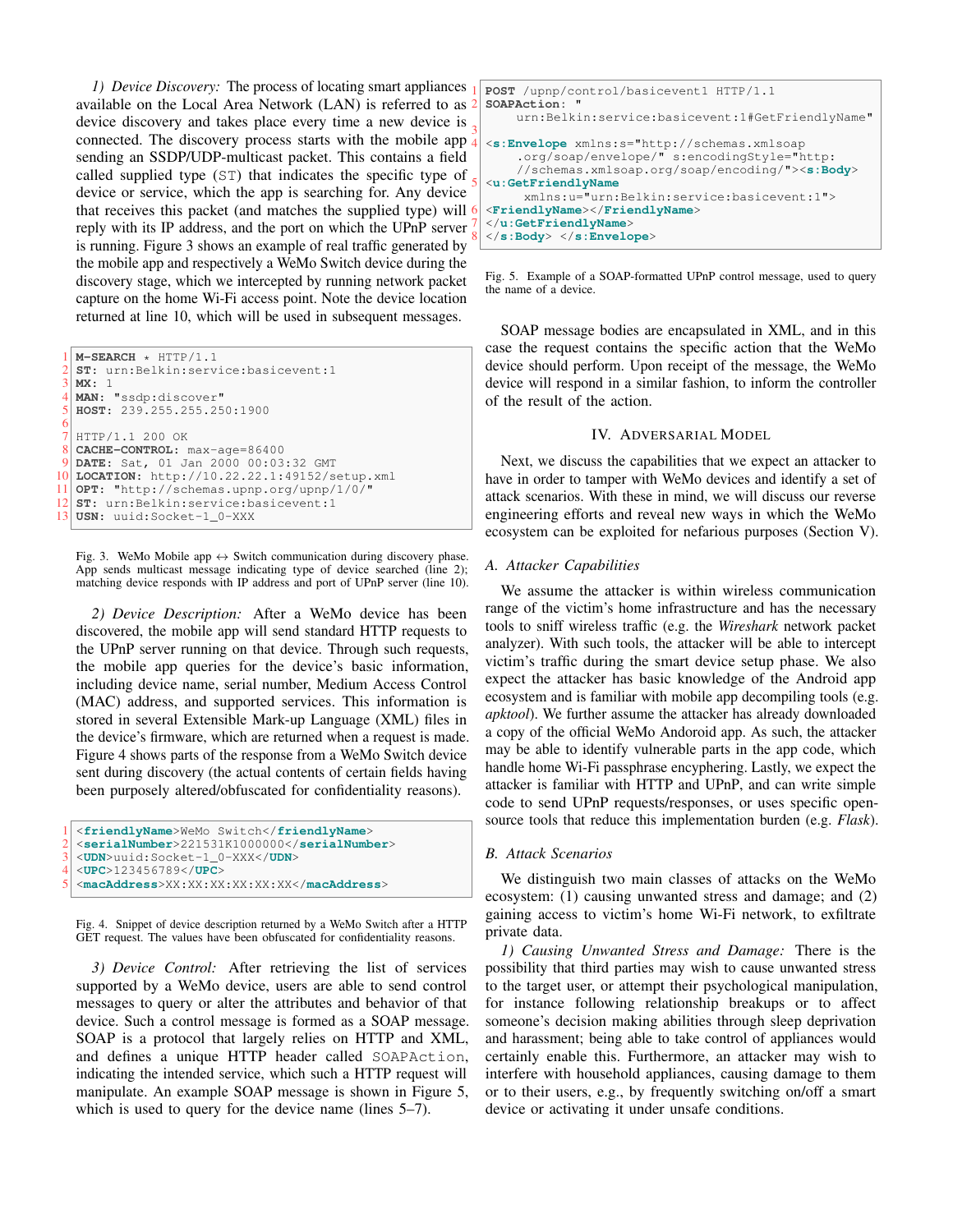*1) Device Discovery:* The process of locating smart appliances available on the Local Area Network (LAN) is referred to as device discovery and takes place every time a new device is connected. The discovery process starts with the mobile app sending an SSDP/UDP-multicast packet. This contains a field called supplied type (`ST`) that indicates the specific type of device or service, which the app is searching for. Any device that receives this packet (and matches the supplied type) will reply with its IP address, and the port on which the UPnP server is running. Figure 3 shows an example of real traffic generated by the mobile app and respectively a WeMo Switch device during the discovery stage, which we intercepted by running network packet capture on the home Wi-Fi access point. Note the device location returned at line 10, which will be used in subsequent messages.

```
M-SEARCH * HTTP/1.1
ST: urn:Belkin:service:basicevent:1
MX: 1
MAN: "ssdp:discover"
HOST: 239.255.255.250:1900

HTTP/1.1 200 OK
CACHE-CONTROL: max-age=86400
DATE: Sat, 01 Jan 2000 00:03:32 GMT
LOCATION: http://10.22.22.1:49152/setup.xml
OPT: "http://schemas.upnp.org/upnp/1/0/"
ST: urn:Belkin:service:basicevent:1
USN: uuid:Socket-1_0-XXX
```

Fig. 3. WeMo Mobile app ↔ Switch communication during discovery phase. App sends multicast message indicating type of device searched (line 2); matching device responds with IP address and port of UPnP server (line 10).

*2) Device Description:* After a WeMo device has been discovered, the mobile app will send standard HTTP requests to the UPnP server running on that device. Through such requests, the mobile app queries for the device's basic information, including device name, serial number, Medium Access Control (MAC) address, and supported services. This information is stored in several Extensible Mark-up Language (XML) files in the device's firmware, which are returned when a request is made. Figure 4 shows parts of the response from a WeMo Switch device sent during discovery (the actual contents of certain fields having been purposely altered/obfuscated for confidentiality reasons).

```
<friendlyName>WeMo Switch</friendlyName>
<serialNumber>221531K1000000</serialNumber>
<UDN>uuid:Socket-1_0-XXX</UDN>
<UPC>123456789</UPC>
<macAddress>XX:XX:XX:XX:XX:XX</macAddress>
```

Fig. 4. Snippet of device description returned by a WeMo Switch after a HTTP GET request. The values have been obfuscated for confidentiality reasons.

*3) Device Control:* After retrieving the list of services supported by a WeMo device, users are able to send control messages to query or alter the attributes and behavior of that device. Such a control message is formed as a SOAP message. SOAP is a protocol that largely relies on HTTP and XML, and defines a unique HTTP header called `SOAPAction`, indicating the intended service, which such a HTTP request will manipulate. An example SOAP message is shown in Figure 5, which is used to query for the device name (lines 5–7).

```
POST /upnp/control/basicevent1 HTTP/1.1
SOAPAction: "
    urn:Belkin:service:basicevent:1#GetFriendlyName"

<s:Envelope xmlns:s="http://schemas.xmlsoap
    .org/soap/envelope/" s:encodingStyle="http:
    //schemas.xmlsoap.org/soap/encoding/"><s:Body>
<u:GetFriendlyName
     xmlns:u="urn:Belkin:service:basicevent:1">
<FriendlyName></FriendlyName>
</u:GetFriendlyName>
</s:Body> </s:Envelope>
```

Fig. 5. Example of a SOAP-formatted UPnP control message, used to query the name of a device.

SOAP message bodies are encapsulated in XML, and in this case the request contains the specific action that the WeMo device should perform. Upon receipt of the message, the WeMo device will respond in a similar fashion, to inform the controller of the result of the action.

## IV. Adversarial Model

Next, we discuss the capabilities that we expect an attacker to have in order to tamper with WeMo devices and identify a set of attack scenarios. With these in mind, we will discuss our reverse engineering efforts and reveal new ways in which the WeMo ecosystem can be exploited for nefarious purposes (Section V).

### A. Attacker Capabilities

We assume the attacker is within wireless communication range of the victim's home infrastructure and has the necessary tools to sniff wireless traffic (e.g. the *Wireshark* network packet analyzer). With such tools, the attacker will be able to intercept victim's traffic during the smart device setup phase. We also expect the attacker has basic knowledge of the Android app ecosystem and is familiar with mobile app decompiling tools (e.g. *apktool*). We further assume the attacker has already downloaded a copy of the official WeMo Andoroid app. As such, the attacker may be able to identify vulnerable parts in the app code, which handle home Wi-Fi passphrase encyphering. Lastly, we expect the attacker is familiar with HTTP and UPnP, and can write simple code to send UPnP requests/responses, or uses specific open-source tools that reduce this implementation burden (e.g. *Flask*).

### B. Attack Scenarios

We distinguish two main classes of attacks on the WeMo ecosystem: (1) causing unwanted stress and damage; and (2) gaining access to victim's home Wi-Fi network, to exfiltrate private data.

*1) Causing Unwanted Stress and Damage:* There is the possibility that third parties may wish to cause unwanted stress to the target user, or attempt their psychological manipulation, for instance following relationship breakups or to affect someone's decision making abilities through sleep deprivation and harassment; being able to take control of appliances would certainly enable this. Furthermore, an attacker may wish to interfere with household appliances, causing damage to them or to their users, e.g., by frequently switching on/off a smart device or activating it under unsafe conditions.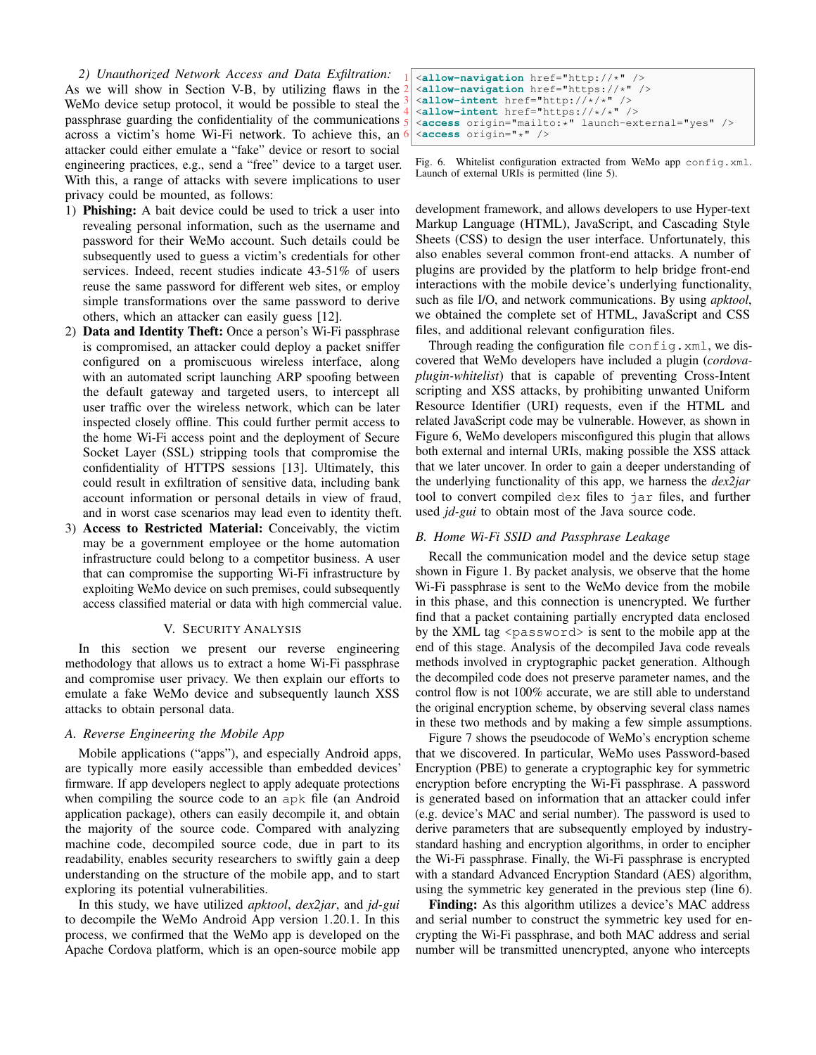*2) Unauthorized Network Access and Data Exfiltration:* As we will show in Section V-B, by utilizing flaws in the WeMo device setup protocol, it would be possible to steal the passphrase guarding the confidentiality of the communications across a victim's home Wi-Fi network. To achieve this, an attacker could either emulate a "fake" device or resort to social engineering practices, e.g., send a "free" device to a target user. With this, a range of attacks with severe implications to user privacy could be mounted, as follows:

1) **Phishing:** A bait device could be used to trick a user into revealing personal information, such as the username and password for their WeMo account. Such details could be subsequently used to guess a victim's credentials for other services. Indeed, recent studies indicate 43-51% of users reuse the same password for different web sites, or employ simple transformations over the same password to derive others, which an attacker can easily guess [12].
2) **Data and Identity Theft:** Once a person's Wi-Fi passphrase is compromised, an attacker could deploy a packet sniffer configured on a promiscuous wireless interface, along with an automated script launching ARP spoofing between the default gateway and targeted users, to intercept all user traffic over the wireless network, which can be later inspected closely offline. This could further permit access to the home Wi-Fi access point and the deployment of Secure Socket Layer (SSL) stripping tools that compromise the confidentiality of HTTPS sessions [13]. Ultimately, this could result in exfiltration of sensitive data, including bank account information or personal details in view of fraud, and in worst case scenarios may lead even to identity theft.
3) **Access to Restricted Material:** Conceivably, the victim may be a government employee or the home automation infrastructure could belong to a competitor business. A user that can compromise the supporting Wi-Fi infrastructure by exploiting WeMo device on such premises, could subsequently access classified material or data with high commercial value.

## V. Security Analysis

In this section we present our reverse engineering methodology that allows us to extract a home Wi-Fi passphrase and compromise user privacy. We then explain our efforts to emulate a fake WeMo device and subsequently launch XSS attacks to obtain personal data.

### A. Reverse Engineering the Mobile App

Mobile applications ("apps"), and especially Android apps, are typically more easily accessible than embedded devices' firmware. If app developers neglect to apply adequate protections when compiling the source code to an `apk` file (an Android application package), others can easily decompile it, and obtain the majority of the source code. Compared with analyzing machine code, decompiled source code, due in part to its readability, enables security researchers to swiftly gain a deep understanding on the structure of the mobile app, and to start exploring its potential vulnerabilities.

In this study, we have utilized *apktool*, *dex2jar*, and *jd-gui* to decompile the WeMo Android App version 1.20.1. In this process, we confirmed that the WeMo app is developed on the Apache Cordova platform, which is an open-source mobile app development framework, and allows developers to use Hyper-text Markup Language (HTML), JavaScript, and Cascading Style Sheets (CSS) to design the user interface. Unfortunately, this also enables several common front-end attacks. A number of plugins are provided by the platform to help bridge front-end interactions with the mobile device's underlying functionality, such as file I/O, and network communications. By using *apktool*, we obtained the complete set of HTML, JavaScript and CSS files, and additional relevant configuration files.

```
1 <allow-navigation href="http://*" />
2 <allow-navigation href="https://*" />
3 <allow-intent href="http://*/*" />
4 <allow-intent href="https://*/*" />
5 <access origin="mailto:*" launch-external="yes" />
6 <access origin="*" />
```

Fig. 6. Whitelist configuration extracted from WeMo app `config.xml`. Launch of external URIs is permitted (line 5).

Through reading the configuration file `config.xml`, we discovered that WeMo developers have included a plugin (*cordova-plugin-whitelist*) that is capable of preventing Cross-Intent scripting and XSS attacks, by prohibiting unwanted Uniform Resource Identifier (URI) requests, even if the HTML and related JavaScript code may be vulnerable. However, as shown in Figure 6, WeMo developers misconfigured this plugin that allows both external and internal URIs, making possible the XSS attack that we later uncover. In order to gain a deeper understanding of the underlying functionality of this app, we harness the *dex2jar* tool to convert compiled `dex` files to `jar` files, and further use *jd-gui* to obtain most of the Java source code.

### B. Home Wi-Fi SSID and Passphrase Leakage

Recall the communication model and the device setup stage shown in Figure 1. By packet analysis, we observe that the home Wi-Fi passphrase is sent to the WeMo device from the mobile in this phase, and this connection is unencrypted. We further find that a packet containing partially encrypted data enclosed by the XML tag `<password>` is sent to the mobile app at the end of this stage. Analysis of the decompiled Java code reveals methods involved in cryptographic packet generation. Although the decompiled code does not preserve parameter names, and the control flow is not 100% accurate, we are still able to understand the original encryption scheme, by observing several class names in these two methods and by making a few simple assumptions.

Figure 7 shows the pseudocode of WeMo's encryption scheme that we discovered. In particular, WeMo uses Password-based Encryption (PBE) to generate a cryptographic key for symmetric encryption before encrypting the Wi-Fi passphrase. A password is generated based on information that an attacker could infer (e.g. device's MAC and serial number). The password is used to derive parameters that are subsequently employed by industry-standard hashing and encryption algorithms, in order to encipher the Wi-Fi passphrase. Finally, the Wi-Fi passphrase is encrypted with a standard Advanced Encryption Standard (AES) algorithm, using the symmetric key generated in the previous step (line 6).

**Finding:** As this algorithm utilizes a device's MAC address and serial number to construct the symmetric key used for encrypting the Wi-Fi passphrase, and both MAC address and serial number will be transmitted unencrypted, anyone who intercepts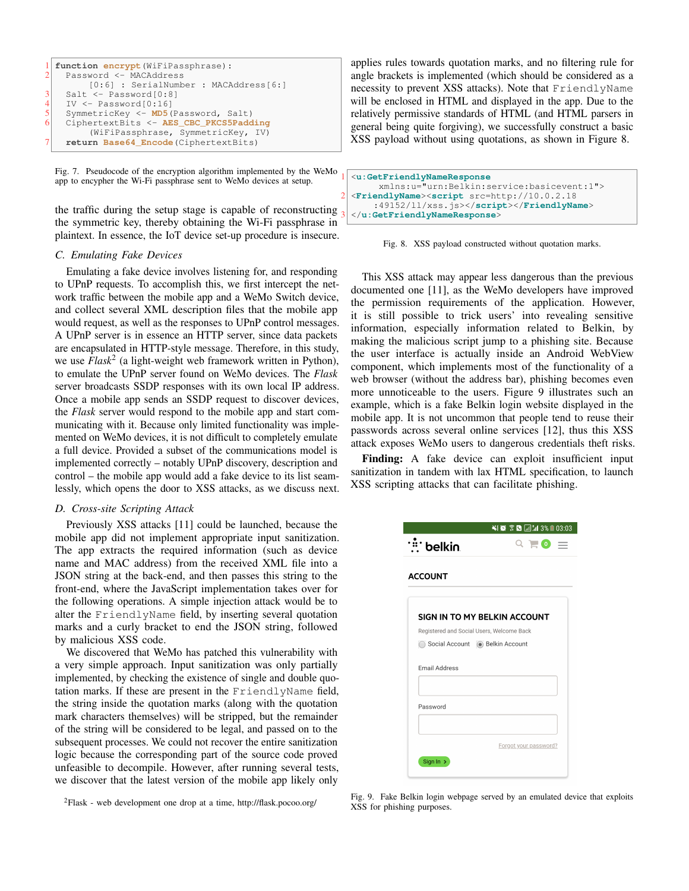```
1 function encrypt(WiFiPassphrase):
2   Password <- MACAddress
        [0:6] : SerialNumber : MACAddress[6:]
3   Salt <- Password[0:8]
4   IV <- Password[0:16]
5   SymmetricKey <- MD5(Password, Salt)
6   CiphertextBits <- AES_CBC_PKCS5Padding
        (WiFiPassphrase, SymmetricKey, IV)
7   return Base64_Encode(CiphertextBits)
```

Fig. 7. Pseudocode of the encryption algorithm implemented by the WeMo app to encypher the Wi-Fi passphrase sent to WeMo devices at setup.

the traffic during the setup stage is capable of reconstructing the symmetric key, thereby obtaining the Wi-Fi passphrase in plaintext. In essence, the IoT device set-up procedure is insecure.

### C. Emulating Fake Devices

Emulating a fake device involves listening for, and responding to UPnP requests. To accomplish this, we first intercept the network traffic between the mobile app and a WeMo Switch device, and collect several XML description files that the mobile app would request, as well as the responses to UPnP control messages. A UPnP server is in essence an HTTP server, since data packets are encapsulated in HTTP-style message. Therefore, in this study, we use *Flask*[2] (a light-weight web framework written in Python), to emulate the UPnP server found on WeMo devices. The *Flask* server broadcasts SSDP responses with its own local IP address. Once a mobile app sends an SSDP request to discover devices, the *Flask* server would respond to the mobile app and start communicating with it. Because only limited functionality was implemented on WeMo devices, it is not difficult to completely emulate a full device. Provided a subset of the communications model is implemented correctly – notably UPnP discovery, description and control – the mobile app would add a fake device to its list seamlessly, which opens the door to XSS attacks, as we discuss next.

### D. Cross-site Scripting Attack

Previously XSS attacks [11] could be launched, because the mobile app did not implement appropriate input sanitization. The app extracts the required information (such as device name and MAC address) from the received XML file into a JSON string at the back-end, and then passes this string to the front-end, where the JavaScript implementation takes over for the following operations. A simple injection attack would be to alter the `FriendlyName` field, by inserting several quotation marks and a curly bracket to end the JSON string, followed by malicious XSS code.

We discovered that WeMo has patched this vulnerability with a very simple approach. Input sanitization was only partially implemented, by checking the existence of single and double quotation marks. If these are present in the `FriendlyName` field, the string inside the quotation marks (along with the quotation mark characters themselves) will be stripped, but the remainder of the string will be considered to be legal, and passed on to the subsequent processes. We could not recover the entire sanitization logic because the corresponding part of the source code proved unfeasible to decompile. However, after running several tests, we discover that the latest version of the mobile app likely only applies rules towards quotation marks, and no filtering rule for angle brackets is implemented (which should be considered as a necessity to prevent XSS attacks). Note that `FriendlyName` will be enclosed in HTML and displayed in the app. Due to the relatively permissive standards of HTML (and HTML parsers in general being quite forgiving), we successfully construct a basic XSS payload without using quotations, as shown in Figure 8.

```
1 <u:GetFriendlyNameResponse
      xmlns:u="urn:Belkin:service:basicevent:1">
2 <FriendlyName><script src=http://10.0.2.18
      :49152/11/xss.js></script></FriendlyName>
3 </u:GetFriendlyNameResponse>
```

Fig. 8. XSS payload constructed without quotation marks.

This XSS attack may appear less dangerous than the previous documented one [11], as the WeMo developers have improved the permission requirements of the application. However, it is still possible to trick users' into revealing sensitive information, especially information related to Belkin, by making the malicious script jump to a phishing site. Because the user interface is actually inside an Android WebView component, which implements most of the functionality of a web browser (without the address bar), phishing becomes even more unnoticeable to the users. Figure 9 illustrates such an example, which is a fake Belkin login website displayed in the mobile app. It is not uncommon that people tend to reuse their passwords across several online services [12], thus this XSS attack exposes WeMo users to dangerous credentials theft risks.

**Finding:** A fake device can exploit insufficient input sanitization in tandem with lax HTML specification, to launch XSS scripting attacks that can facilitate phishing.

belkin

ACCOUNT

SIGN IN TO MY BELKIN ACCOUNT

Registered and Social Users, Welcome Back

Social Account Belkin Account

Email Address

Password

Forgot your password?

Sign In

Fig. 9. Fake Belkin login webpage served by an emulated device that exploits XSS for phishing purposes.

[2]Flask - web development one drop at a time, http://flask.pocoo.org/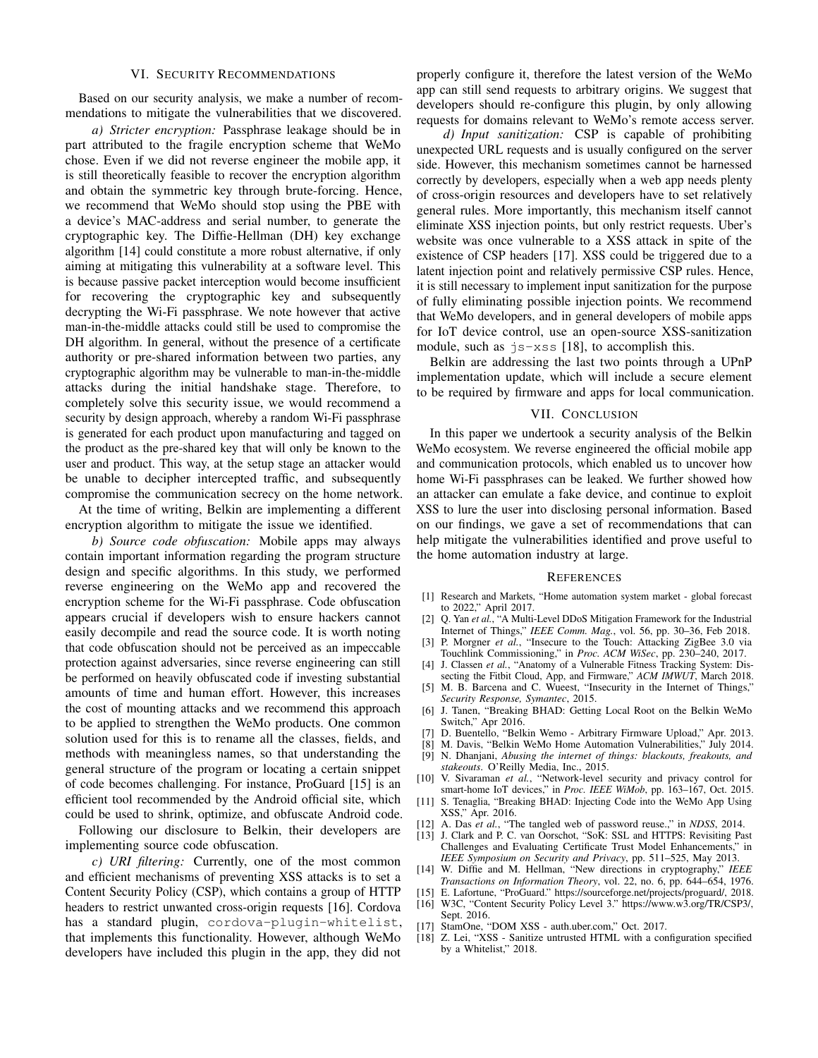## VI. Security Recommendations

Based on our security analysis, we make a number of recommendations to mitigate the vulnerabilities that we discovered.

*a) Stricter encryption:* Passphrase leakage should be in part attributed to the fragile encryption scheme that WeMo chose. Even if we did not reverse engineer the mobile app, it is still theoretically feasible to recover the encryption algorithm and obtain the symmetric key through brute-forcing. Hence, we recommend that WeMo should stop using the PBE with a device's MAC-address and serial number, to generate the cryptographic key. The Diffie-Hellman (DH) key exchange algorithm [14] could constitute a more robust alternative, if only aiming at mitigating this vulnerability at a software level. This is because passive packet interception would become insufficient for recovering the cryptographic key and subsequently decrypting the Wi-Fi passphrase. We note however that active man-in-the-middle attacks could still be used to compromise the DH algorithm. In general, without the presence of a certificate authority or pre-shared information between two parties, any cryptographic algorithm may be vulnerable to man-in-the-middle attacks during the initial handshake stage. Therefore, to completely solve this security issue, we would recommend a security by design approach, whereby a random Wi-Fi passphrase is generated for each product upon manufacturing and tagged on the product as the pre-shared key that will only be known to the user and product. This way, at the setup stage an attacker would be unable to decipher intercepted traffic, and subsequently compromise the communication secrecy on the home network.

At the time of writing, Belkin are implementing a different encryption algorithm to mitigate the issue we identified.

*b) Source code obfuscation:* Mobile apps may always contain important information regarding the program structure design and specific algorithms. In this study, we performed reverse engineering on the WeMo app and recovered the encryption scheme for the Wi-Fi passphrase. Code obfuscation appears crucial if developers wish to ensure hackers cannot easily decompile and read the source code. It is worth noting that code obfuscation should not be perceived as an impeccable protection against adversaries, since reverse engineering can still be performed on heavily obfuscated code if investing substantial amounts of time and human effort. However, this increases the cost of mounting attacks and we recommend this approach to be applied to strengthen the WeMo products. One common solution used for this is to rename all the classes, fields, and methods with meaningless names, so that understanding the general structure of the program or locating a certain snippet of code becomes challenging. For instance, ProGuard [15] is an efficient tool recommended by the Android official site, which could be used to shrink, optimize, and obfuscate Android code.

Following our disclosure to Belkin, their developers are implementing source code obfuscation.

*c) URI filtering:* Currently, one of the most common and efficient mechanisms of preventing XSS attacks is to set a Content Security Policy (CSP), which contains a group of HTTP headers to restrict unwanted cross-origin requests [16]. Cordova has a standard plugin, `cordova-plugin-whitelist`, that implements this functionality. However, although WeMo developers have included this plugin in the app, they did not properly configure it, therefore the latest version of the WeMo app can still send requests to arbitrary origins. We suggest that developers should re-configure this plugin, by only allowing requests for domains relevant to WeMo's remote access server.

*d) Input sanitization:* CSP is capable of prohibiting unexpected URL requests and is usually configured on the server side. However, this mechanism sometimes cannot be harnessed correctly by developers, especially when a web app needs plenty of cross-origin resources and developers have to set relatively general rules. More importantly, this mechanism itself cannot eliminate XSS injection points, but only restrict requests. Uber's website was once vulnerable to a XSS attack in spite of the existence of CSP headers [17]. XSS could be triggered due to a latent injection point and relatively permissive CSP rules. Hence, it is still necessary to implement input sanitization for the purpose of fully eliminating possible injection points. We recommend that WeMo developers, and in general developers of mobile apps for IoT device control, use an open-source XSS-sanitization module, such as `js-xss` [18], to accomplish this.

Belkin are addressing the last two points through a UPnP implementation update, which will include a secure element to be required by firmware and apps for local communication.

## VII. Conclusion

In this paper we undertook a security analysis of the Belkin WeMo ecosystem. We reverse engineered the official mobile app and communication protocols, which enabled us to uncover how home Wi-Fi passphrases can be leaked. We further showed how an attacker can emulate a fake device, and continue to exploit XSS to lure the user into disclosing personal information. Based on our findings, we gave a set of recommendations that can help mitigate the vulnerabilities identified and prove useful to the home automation industry at large.

## References

[1] Research and Markets, "Home automation system market - global forecast to 2022," April 2017.

[2] Q. Yan *et al.*, "A Multi-Level DDoS Mitigation Framework for the Industrial Internet of Things," *IEEE Comm. Mag.*, vol. 56, pp. 30–36, Feb 2018.

[3] P. Morgner *et al.*, "Insecure to the Touch: Attacking ZigBee 3.0 via Touchlink Commissioning," in *Proc. ACM WiSec*, pp. 230–240, 2017.

[4] J. Classen *et al.*, "Anatomy of a Vulnerable Fitness Tracking System: Dissecting the Fitbit Cloud, App, and Firmware," *ACM IMWUT*, March 2018.

[5] M. B. Barcena and C. Wueest, "Insecurity in the Internet of Things," *Security Response, Symantec*, 2015.

[6] J. Tanen, "Breaking BHAD: Getting Local Root on the Belkin WeMo Switch," Apr 2016.

[7] D. Buentello, "Belkin Wemo - Arbitrary Firmware Upload," Apr. 2013.

[8] M. Davis, "Belkin WeMo Home Automation Vulnerabilities," July 2014.

[9] N. Dhanjani, *Abusing the internet of things: blackouts, freakouts, and stakeouts*. O'Reilly Media, Inc., 2015.

[10] V. Sivaraman *et al.*, "Network-level security and privacy control for smart-home IoT devices," in *Proc. IEEE WiMob*, pp. 163–167, Oct. 2015.

[11] S. Tenaglia, "Breaking BHAD: Injecting Code into the WeMo App Using XSS," Apr. 2016.

[12] A. Das *et al.*, "The tangled web of password reuse.," in *NDSS*, 2014.

[13] J. Clark and P. C. van Oorschot, "SoK: SSL and HTTPS: Revisiting Past Challenges and Evaluating Certificate Trust Model Enhancements," in *IEEE Symposium on Security and Privacy*, pp. 511–525, May 2013.

[14] W. Diffie and M. Hellman, "New directions in cryptography," *IEEE Transactions on Information Theory*, vol. 22, no. 6, pp. 644–654, 1976.

[15] E. Lafortune, "ProGuard." https://sourceforge.net/projects/proguard/, 2018.

[16] W3C, "Content Security Policy Level 3." https://www.w3.org/TR/CSP3/, Sept. 2016.

[17] StamOne, "DOM XSS - auth.uber.com," Oct. 2017.

[18] Z. Lei, "XSS - Sanitize untrusted HTML with a configuration specified by a Whitelist," 2018.